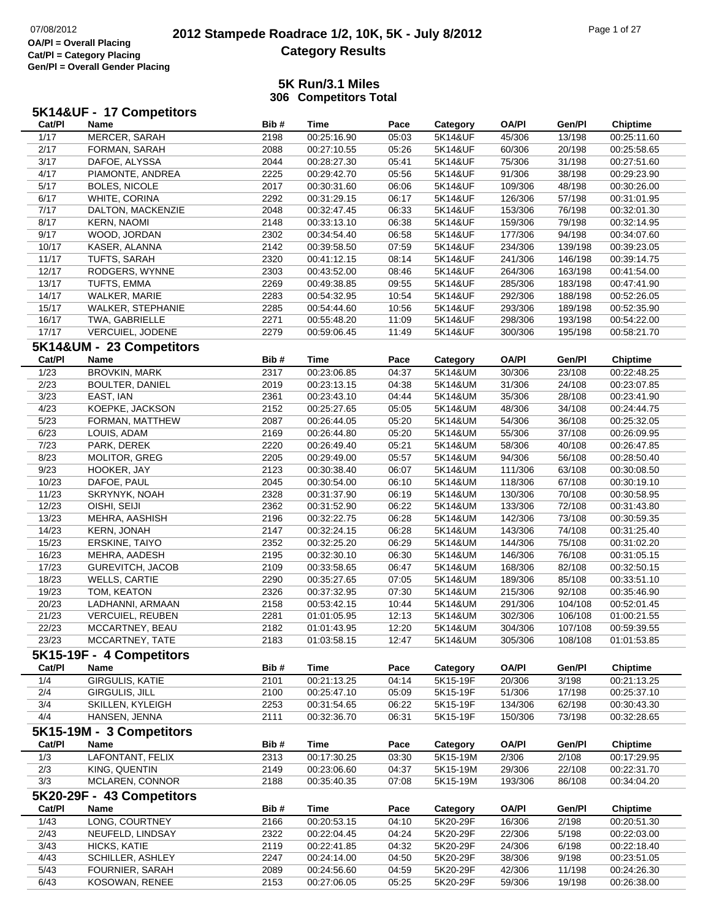# 2012 Stampede Roadrace 1/2, 10K, 5K - July 8/2012

## Category Results

OA/Pl = Overall Placing
Cat/Pl = Category Placing
Gen/Pl = Overall Gender Placing

07/08/2012

### 5K Run/3.1 Miles
### 306 Competitors Total

#### 5K14&UF - 17 Competitors

| Cat/Pl | Name | Bib # | Time | Pace | Category | OA/Pl | Gen/Pl | Chiptime |
|---|---|---|---|---|---|---|---|---|
| 1/17 | MERCER, SARAH | 2198 | 00:25:16.90 | 05:03 | 5K14&UF | 45/306 | 13/198 | 00:25:11.60 |
| 2/17 | FORMAN, SARAH | 2088 | 00:27:10.55 | 05:26 | 5K14&UF | 60/306 | 20/198 | 00:25:58.65 |
| 3/17 | DAFOE, ALYSSA | 2044 | 00:28:27.30 | 05:41 | 5K14&UF | 75/306 | 31/198 | 00:27:51.60 |
| 4/17 | PIAMONTE, ANDREA | 2225 | 00:29:42.70 | 05:56 | 5K14&UF | 91/306 | 38/198 | 00:29:23.90 |
| 5/17 | BOLES, NICOLE | 2017 | 00:30:31.60 | 06:06 | 5K14&UF | 109/306 | 48/198 | 00:30:26.00 |
| 6/17 | WHITE, CORINA | 2292 | 00:31:29.15 | 06:17 | 5K14&UF | 126/306 | 57/198 | 00:31:01.95 |
| 7/17 | DALTON, MACKENZIE | 2048 | 00:32:47.45 | 06:33 | 5K14&UF | 153/306 | 76/198 | 00:32:01.30 |
| 8/17 | KERN, NAOMI | 2148 | 00:33:13.10 | 06:38 | 5K14&UF | 159/306 | 79/198 | 00:32:14.95 |
| 9/17 | WOOD, JORDAN | 2302 | 00:34:54.40 | 06:58 | 5K14&UF | 177/306 | 94/198 | 00:34:07.60 |
| 10/17 | KASER, ALANNA | 2142 | 00:39:58.50 | 07:59 | 5K14&UF | 234/306 | 139/198 | 00:39:23.05 |
| 11/17 | TUFTS, SARAH | 2320 | 00:41:12.15 | 08:14 | 5K14&UF | 241/306 | 146/198 | 00:39:14.75 |
| 12/17 | RODGERS, WYNNE | 2303 | 00:43:52.00 | 08:46 | 5K14&UF | 264/306 | 163/198 | 00:41:54.00 |
| 13/17 | TUFTS, EMMA | 2269 | 00:49:38.85 | 09:55 | 5K14&UF | 285/306 | 183/198 | 00:47:41.90 |
| 14/17 | WALKER, MARIE | 2283 | 00:54:32.95 | 10:54 | 5K14&UF | 292/306 | 188/198 | 00:52:26.05 |
| 15/17 | WALKER, STEPHANIE | 2285 | 00:54:44.60 | 10:56 | 5K14&UF | 293/306 | 189/198 | 00:52:35.90 |
| 16/17 | TWA, GABRIELLE | 2271 | 00:55:48.20 | 11:09 | 5K14&UF | 298/306 | 193/198 | 00:54:22.00 |
| 17/17 | VERCUIEL, JODENE | 2279 | 00:59:06.45 | 11:49 | 5K14&UF | 300/306 | 195/198 | 00:58:21.70 |

#### 5K14&UM - 23 Competitors

| Cat/Pl | Name | Bib # | Time | Pace | Category | OA/Pl | Gen/Pl | Chiptime |
|---|---|---|---|---|---|---|---|---|
| 1/23 | BROVKIN, MARK | 2317 | 00:23:06.85 | 04:37 | 5K14&UM | 30/306 | 23/108 | 00:22:48.25 |
| 2/23 | BOULTER, DANIEL | 2019 | 00:23:13.15 | 04:38 | 5K14&UM | 31/306 | 24/108 | 00:23:07.85 |
| 3/23 | EAST, IAN | 2361 | 00:23:43.10 | 04:44 | 5K14&UM | 35/306 | 28/108 | 00:23:41.90 |
| 4/23 | KOEPKE, JACKSON | 2152 | 00:25:27.65 | 05:05 | 5K14&UM | 48/306 | 34/108 | 00:24:44.75 |
| 5/23 | FORMAN, MATTHEW | 2087 | 00:26:44.05 | 05:20 | 5K14&UM | 54/306 | 36/108 | 00:25:32.05 |
| 6/23 | LOUIS, ADAM | 2169 | 00:26:44.80 | 05:20 | 5K14&UM | 55/306 | 37/108 | 00:26:09.95 |
| 7/23 | PARK, DEREK | 2220 | 00:26:49.40 | 05:21 | 5K14&UM | 58/306 | 40/108 | 00:26:47.85 |
| 8/23 | MOLITOR, GREG | 2205 | 00:29:49.00 | 05:57 | 5K14&UM | 94/306 | 56/108 | 00:28:50.40 |
| 9/23 | HOOKER, JAY | 2123 | 00:30:38.40 | 06:07 | 5K14&UM | 111/306 | 63/108 | 00:30:08.50 |
| 10/23 | DAFOE, PAUL | 2045 | 00:30:54.00 | 06:10 | 5K14&UM | 118/306 | 67/108 | 00:30:19.10 |
| 11/23 | SKRYNYK, NOAH | 2328 | 00:31:37.90 | 06:19 | 5K14&UM | 130/306 | 70/108 | 00:30:58.95 |
| 12/23 | OISHI, SEIJI | 2362 | 00:31:52.90 | 06:22 | 5K14&UM | 133/306 | 72/108 | 00:31:43.80 |
| 13/23 | MEHRA, AASHISH | 2196 | 00:32:22.75 | 06:28 | 5K14&UM | 142/306 | 73/108 | 00:30:59.35 |
| 14/23 | KERN, JONAH | 2147 | 00:32:24.15 | 06:28 | 5K14&UM | 143/306 | 74/108 | 00:31:25.40 |
| 15/23 | ERSKINE, TAIYO | 2352 | 00:32:25.20 | 06:29 | 5K14&UM | 144/306 | 75/108 | 00:31:02.20 |
| 16/23 | MEHRA, AADESH | 2195 | 00:32:30.10 | 06:30 | 5K14&UM | 146/306 | 76/108 | 00:31:05.15 |
| 17/23 | GUREVITCH, JACOB | 2109 | 00:33:58.65 | 06:47 | 5K14&UM | 168/306 | 82/108 | 00:32:50.15 |
| 18/23 | WELLS, CARTIE | 2290 | 00:35:27.65 | 07:05 | 5K14&UM | 189/306 | 85/108 | 00:33:51.10 |
| 19/23 | TOM, KEATON | 2326 | 00:37:32.95 | 07:30 | 5K14&UM | 215/306 | 92/108 | 00:35:46.90 |
| 20/23 | LADHANNI, ARMAAN | 2158 | 00:53:42.15 | 10:44 | 5K14&UM | 291/306 | 104/108 | 00:52:01.45 |
| 21/23 | VERCUIEL, REUBEN | 2281 | 01:01:05.95 | 12:13 | 5K14&UM | 302/306 | 106/108 | 01:00:21.55 |
| 22/23 | MCCARTNEY, BEAU | 2182 | 01:01:43.95 | 12:20 | 5K14&UM | 304/306 | 107/108 | 00:59:39.55 |
| 23/23 | MCCARTNEY, TATE | 2183 | 01:03:58.15 | 12:47 | 5K14&UM | 305/306 | 108/108 | 01:01:53.85 |

#### 5K15-19F - 4 Competitors

| Cat/Pl | Name | Bib # | Time | Pace | Category | OA/Pl | Gen/Pl | Chiptime |
|---|---|---|---|---|---|---|---|---|
| 1/4 | GIRGULIS, KATIE | 2101 | 00:21:13.25 | 04:14 | 5K15-19F | 20/306 | 3/198 | 00:21:13.25 |
| 2/4 | GIRGULIS, JILL | 2100 | 00:25:47.10 | 05:09 | 5K15-19F | 51/306 | 17/198 | 00:25:37.10 |
| 3/4 | SKILLEN, KYLEIGH | 2253 | 00:31:54.65 | 06:22 | 5K15-19F | 134/306 | 62/198 | 00:30:43.30 |
| 4/4 | HANSEN, JENNA | 2111 | 00:32:36.70 | 06:31 | 5K15-19F | 150/306 | 73/198 | 00:32:28.65 |

#### 5K15-19M - 3 Competitors

| Cat/Pl | Name | Bib # | Time | Pace | Category | OA/Pl | Gen/Pl | Chiptime |
|---|---|---|---|---|---|---|---|---|
| 1/3 | LAFONTANT, FELIX | 2313 | 00:17:30.25 | 03:30 | 5K15-19M | 2/306 | 2/108 | 00:17:29.95 |
| 2/3 | KING, QUENTIN | 2149 | 00:23:06.60 | 04:37 | 5K15-19M | 29/306 | 22/108 | 00:22:31.70 |
| 3/3 | MCLAREN, CONNOR | 2188 | 00:35:40.35 | 07:08 | 5K15-19M | 193/306 | 86/108 | 00:34:04.20 |

#### 5K20-29F - 43 Competitors

| Cat/Pl | Name | Bib # | Time | Pace | Category | OA/Pl | Gen/Pl | Chiptime |
|---|---|---|---|---|---|---|---|---|
| 1/43 | LONG, COURTNEY | 2166 | 00:20:53.15 | 04:10 | 5K20-29F | 16/306 | 2/198 | 00:20:51.30 |
| 2/43 | NEUFELD, LINDSAY | 2322 | 00:22:04.45 | 04:24 | 5K20-29F | 22/306 | 5/198 | 00:22:03.00 |
| 3/43 | HICKS, KATIE | 2119 | 00:22:41.85 | 04:32 | 5K20-29F | 24/306 | 6/198 | 00:22:18.40 |
| 4/43 | SCHILLER, ASHLEY | 2247 | 00:24:14.00 | 04:50 | 5K20-29F | 38/306 | 9/198 | 00:23:51.05 |
| 5/43 | FOURNIER, SARAH | 2089 | 00:24:56.60 | 04:59 | 5K20-29F | 42/306 | 11/198 | 00:24:26.30 |
| 6/43 | KOSOWAN, RENEE | 2153 | 00:27:06.05 | 05:25 | 5K20-29F | 59/306 | 19/198 | 00:26:38.00 |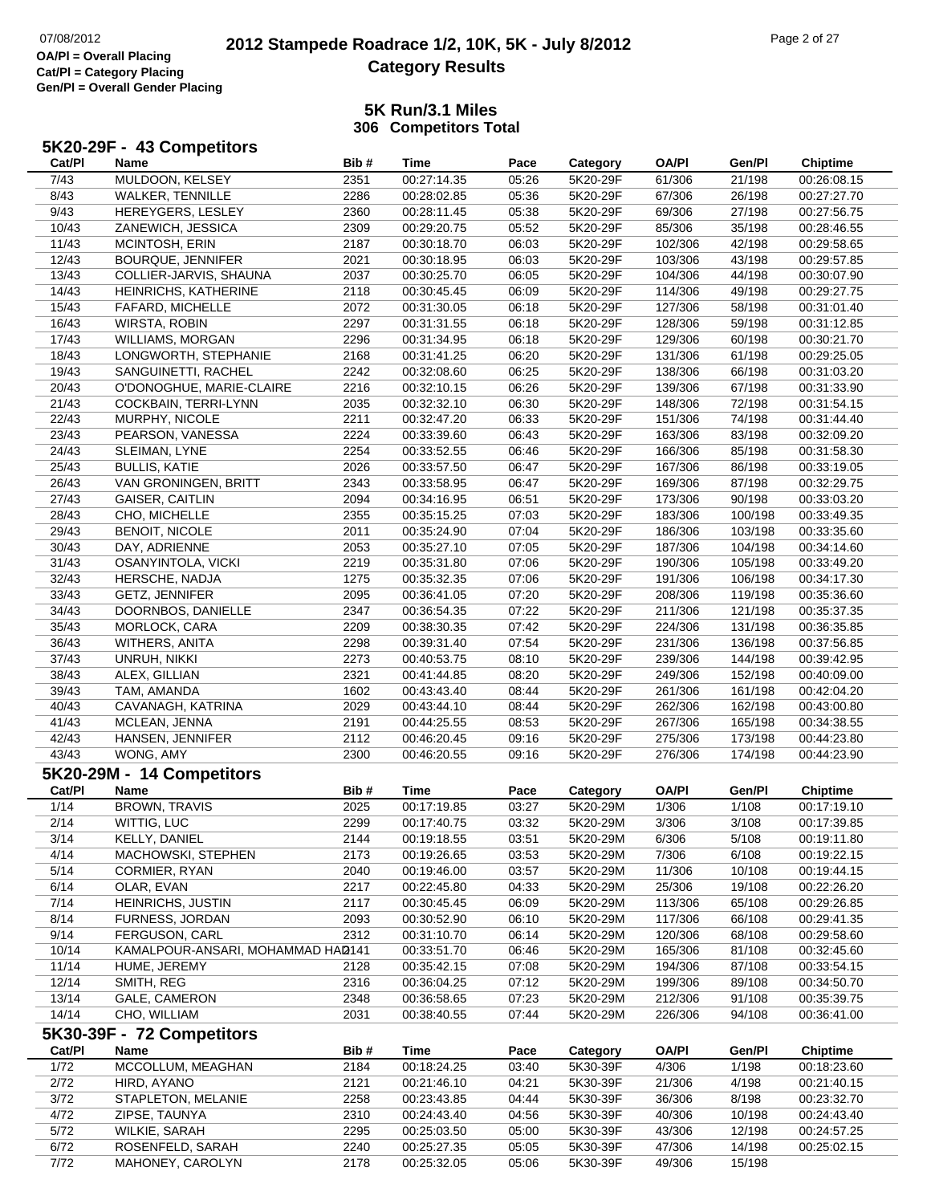## 5K Run/3.1 Miles
### 306 Competitors Total

### 5K20-29F - 43 Competitors

| Cat/Pl | Name | Bib # | Time | Pace | Category | OA/Pl | Gen/Pl | Chiptime |
|---|---|---|---|---|---|---|---|---|
| 7/43 | MULDOON, KELSEY | 2351 | 00:27:14.35 | 05:26 | 5K20-29F | 61/306 | 21/198 | 00:26:08.15 |
| 8/43 | WALKER, TENNILLE | 2286 | 00:28:02.85 | 05:36 | 5K20-29F | 67/306 | 26/198 | 00:27:27.70 |
| 9/43 | HEREYGERS, LESLEY | 2360 | 00:28:11.45 | 05:38 | 5K20-29F | 69/306 | 27/198 | 00:27:56.75 |
| 10/43 | ZANEWICH, JESSICA | 2309 | 00:29:20.75 | 05:52 | 5K20-29F | 85/306 | 35/198 | 00:28:46.55 |
| 11/43 | MCINTOSH, ERIN | 2187 | 00:30:18.70 | 06:03 | 5K20-29F | 102/306 | 42/198 | 00:29:58.65 |
| 12/43 | BOURQUE, JENNIFER | 2021 | 00:30:18.95 | 06:03 | 5K20-29F | 103/306 | 43/198 | 00:29:57.85 |
| 13/43 | COLLIER-JARVIS, SHAUNA | 2037 | 00:30:25.70 | 06:05 | 5K20-29F | 104/306 | 44/198 | 00:30:07.90 |
| 14/43 | HEINRICHS, KATHERINE | 2118 | 00:30:45.45 | 06:09 | 5K20-29F | 114/306 | 49/198 | 00:29:27.75 |
| 15/43 | FAFARD, MICHELLE | 2072 | 00:31:30.05 | 06:18 | 5K20-29F | 127/306 | 58/198 | 00:31:01.40 |
| 16/43 | WIRSTA, ROBIN | 2297 | 00:31:31.55 | 06:18 | 5K20-29F | 128/306 | 59/198 | 00:31:12.85 |
| 17/43 | WILLIAMS, MORGAN | 2296 | 00:31:34.95 | 06:18 | 5K20-29F | 129/306 | 60/198 | 00:30:21.70 |
| 18/43 | LONGWORTH, STEPHANIE | 2168 | 00:31:41.25 | 06:20 | 5K20-29F | 131/306 | 61/198 | 00:29:25.05 |
| 19/43 | SANGUINETTI, RACHEL | 2242 | 00:32:08.60 | 06:25 | 5K20-29F | 138/306 | 66/198 | 00:31:03.20 |
| 20/43 | O'DONOGHUE, MARIE-CLAIRE | 2216 | 00:32:10.15 | 06:26 | 5K20-29F | 139/306 | 67/198 | 00:31:33.90 |
| 21/43 | COCKBAIN, TERRI-LYNN | 2035 | 00:32:32.10 | 06:30 | 5K20-29F | 148/306 | 72/198 | 00:31:54.15 |
| 22/43 | MURPHY, NICOLE | 2211 | 00:32:47.20 | 06:33 | 5K20-29F | 151/306 | 74/198 | 00:31:44.40 |
| 23/43 | PEARSON, VANESSA | 2224 | 00:33:39.60 | 06:43 | 5K20-29F | 163/306 | 83/198 | 00:32:09.20 |
| 24/43 | SLEIMAN, LYNE | 2254 | 00:33:52.55 | 06:46 | 5K20-29F | 166/306 | 85/198 | 00:31:58.30 |
| 25/43 | BULLIS, KATIE | 2026 | 00:33:57.50 | 06:47 | 5K20-29F | 167/306 | 86/198 | 00:33:19.05 |
| 26/43 | VAN GRONINGEN, BRITT | 2343 | 00:33:58.95 | 06:47 | 5K20-29F | 169/306 | 87/198 | 00:32:29.75 |
| 27/43 | GAISER, CAITLIN | 2094 | 00:34:16.95 | 06:51 | 5K20-29F | 173/306 | 90/198 | 00:33:03.20 |
| 28/43 | CHO, MICHELLE | 2355 | 00:35:15.25 | 07:03 | 5K20-29F | 183/306 | 100/198 | 00:33:49.35 |
| 29/43 | BENOIT, NICOLE | 2011 | 00:35:24.90 | 07:04 | 5K20-29F | 186/306 | 103/198 | 00:33:35.60 |
| 30/43 | DAY, ADRIENNE | 2053 | 00:35:27.10 | 07:05 | 5K20-29F | 187/306 | 104/198 | 00:34:14.60 |
| 31/43 | OSANYINTOLA, VICKI | 2219 | 00:35:31.80 | 07:06 | 5K20-29F | 190/306 | 105/198 | 00:33:49.20 |
| 32/43 | HERSCHE, NADJA | 1275 | 00:35:32.35 | 07:06 | 5K20-29F | 191/306 | 106/198 | 00:34:17.30 |
| 33/43 | GETZ, JENNIFER | 2095 | 00:36:41.05 | 07:20 | 5K20-29F | 208/306 | 119/198 | 00:35:36.60 |
| 34/43 | DOORNBOS, DANIELLE | 2347 | 00:36:54.35 | 07:22 | 5K20-29F | 211/306 | 121/198 | 00:35:37.35 |
| 35/43 | MORLOCK, CARA | 2209 | 00:38:30.35 | 07:42 | 5K20-29F | 224/306 | 131/198 | 00:36:35.85 |
| 36/43 | WITHERS, ANITA | 2298 | 00:39:31.40 | 07:54 | 5K20-29F | 231/306 | 136/198 | 00:37:56.85 |
| 37/43 | UNRUH, NIKKI | 2273 | 00:40:53.75 | 08:10 | 5K20-29F | 239/306 | 144/198 | 00:39:42.95 |
| 38/43 | ALEX, GILLIAN | 2321 | 00:41:44.85 | 08:20 | 5K20-29F | 249/306 | 152/198 | 00:40:09.00 |
| 39/43 | TAM, AMANDA | 1602 | 00:43:43.40 | 08:44 | 5K20-29F | 261/306 | 161/198 | 00:42:04.20 |
| 40/43 | CAVANAGH, KATRINA | 2029 | 00:43:44.10 | 08:44 | 5K20-29F | 262/306 | 162/198 | 00:43:00.80 |
| 41/43 | MCLEAN, JENNA | 2191 | 00:44:25.55 | 08:53 | 5K20-29F | 267/306 | 165/198 | 00:34:38.55 |
| 42/43 | HANSEN, JENNIFER | 2112 | 00:46:20.45 | 09:16 | 5K20-29F | 275/306 | 173/198 | 00:44:23.80 |
| 43/43 | WONG, AMY | 2300 | 00:46:20.55 | 09:16 | 5K20-29F | 276/306 | 174/198 | 00:44:23.90 |

### 5K20-29M - 14 Competitors

| Cat/Pl | Name | Bib # | Time | Pace | Category | OA/Pl | Gen/Pl | Chiptime |
|---|---|---|---|---|---|---|---|---|
| 1/14 | BROWN, TRAVIS | 2025 | 00:17:19.85 | 03:27 | 5K20-29M | 1/306 | 1/108 | 00:17:19.10 |
| 2/14 | WITTIG, LUC | 2299 | 00:17:40.75 | 03:32 | 5K20-29M | 3/306 | 3/108 | 00:17:39.85 |
| 3/14 | KELLY, DANIEL | 2144 | 00:19:18.55 | 03:51 | 5K20-29M | 6/306 | 5/108 | 00:19:11.80 |
| 4/14 | MACHOWSKI, STEPHEN | 2173 | 00:19:26.65 | 03:53 | 5K20-29M | 7/306 | 6/108 | 00:19:22.15 |
| 5/14 | CORMIER, RYAN | 2040 | 00:19:46.00 | 03:57 | 5K20-29M | 11/306 | 10/108 | 00:19:44.15 |
| 6/14 | OLAR, EVAN | 2217 | 00:22:45.80 | 04:33 | 5K20-29M | 25/306 | 19/108 | 00:22:26.20 |
| 7/14 | HEINRICHS, JUSTIN | 2117 | 00:30:45.45 | 06:09 | 5K20-29M | 113/306 | 65/108 | 00:29:26.85 |
| 8/14 | FURNESS, JORDAN | 2093 | 00:30:52.90 | 06:10 | 5K20-29M | 117/306 | 66/108 | 00:29:41.35 |
| 9/14 | FERGUSON, CARL | 2312 | 00:31:10.70 | 06:14 | 5K20-29M | 120/306 | 68/108 | 00:29:58.60 |
| 10/14 | KAMALPOUR-ANSARI, MOHAMMAD HAD | 2141 | 00:33:51.70 | 06:46 | 5K20-29M | 165/306 | 81/108 | 00:32:45.60 |
| 11/14 | HUME, JEREMY | 2128 | 00:35:42.15 | 07:08 | 5K20-29M | 194/306 | 87/108 | 00:33:54.15 |
| 12/14 | SMITH, REG | 2316 | 00:36:04.25 | 07:12 | 5K20-29M | 199/306 | 89/108 | 00:34:50.70 |
| 13/14 | GALE, CAMERON | 2348 | 00:36:58.65 | 07:23 | 5K20-29M | 212/306 | 91/108 | 00:35:39.75 |
| 14/14 | CHO, WILLIAM | 2031 | 00:38:40.55 | 07:44 | 5K20-29M | 226/306 | 94/108 | 00:36:41.00 |

### 5K30-39F - 72 Competitors

| Cat/Pl | Name | Bib # | Time | Pace | Category | OA/Pl | Gen/Pl | Chiptime |
|---|---|---|---|---|---|---|---|---|
| 1/72 | MCCOLLUM, MEAGHAN | 2184 | 00:18:24.25 | 03:40 | 5K30-39F | 4/306 | 1/198 | 00:18:23.60 |
| 2/72 | HIRD, AYANO | 2121 | 00:21:46.10 | 04:21 | 5K30-39F | 21/306 | 4/198 | 00:21:40.15 |
| 3/72 | STAPLETON, MELANIE | 2258 | 00:23:43.85 | 04:44 | 5K30-39F | 36/306 | 8/198 | 00:23:32.70 |
| 4/72 | ZIPSE, TAUNYA | 2310 | 00:24:43.40 | 04:56 | 5K30-39F | 40/306 | 10/198 | 00:24:43.40 |
| 5/72 | WILKIE, SARAH | 2295 | 00:25:03.50 | 05:00 | 5K30-39F | 43/306 | 12/198 | 00:24:57.25 |
| 6/72 | ROSENFELD, SARAH | 2240 | 00:25:27.35 | 05:05 | 5K30-39F | 47/306 | 14/198 | 00:25:02.15 |
| 7/72 | MAHONEY, CAROLYN | 2178 | 00:25:32.05 | 05:06 | 5K30-39F | 49/306 | 15/198 | |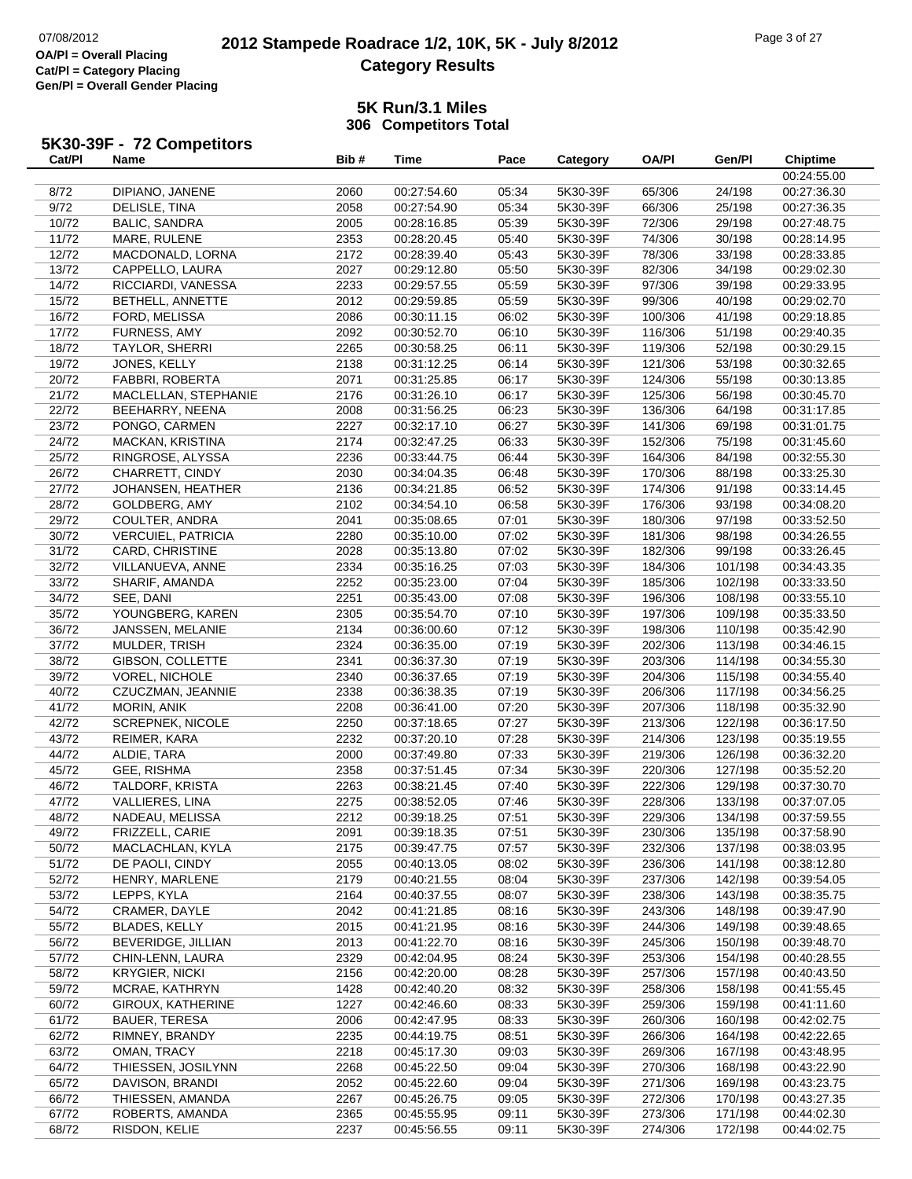# 2012 Stampede Roadrace 1/2, 10K, 5K - July 8/2012

## Category Results

OA/Pl = Overall Placing
Cat/Pl = Category Placing
Gen/Pl = Overall Gender Placing

### 5K Run/3.1 Miles

**306 Competitors Total**

### 5K30-39F - 72 Competitors

| Cat/Pl | Name | Bib # | Time | Pace | Category | OA/Pl | Gen/Pl | Chiptime |
|---|---|---|---|---|---|---|---|---|
| | | | | | | | | 00:24:55.00 |
| 8/72 | DIPIANO, JANENE | 2060 | 00:27:54.60 | 05:34 | 5K30-39F | 65/306 | 24/198 | 00:27:36.30 |
| 9/72 | DELISLE, TINA | 2058 | 00:27:54.90 | 05:34 | 5K30-39F | 66/306 | 25/198 | 00:27:36.35 |
| 10/72 | BALIC, SANDRA | 2005 | 00:28:16.85 | 05:39 | 5K30-39F | 72/306 | 29/198 | 00:27:48.75 |
| 11/72 | MARE, RULENE | 2353 | 00:28:20.45 | 05:40 | 5K30-39F | 74/306 | 30/198 | 00:28:14.95 |
| 12/72 | MACDONALD, LORNA | 2172 | 00:28:39.40 | 05:43 | 5K30-39F | 78/306 | 33/198 | 00:28:33.85 |
| 13/72 | CAPPELLO, LAURA | 2027 | 00:29:12.80 | 05:50 | 5K30-39F | 82/306 | 34/198 | 00:29:02.30 |
| 14/72 | RICCIARDI, VANESSA | 2233 | 00:29:57.55 | 05:59 | 5K30-39F | 97/306 | 39/198 | 00:29:33.95 |
| 15/72 | BETHELL, ANNETTE | 2012 | 00:29:59.85 | 05:59 | 5K30-39F | 99/306 | 40/198 | 00:29:02.70 |
| 16/72 | FORD, MELISSA | 2086 | 00:30:11.15 | 06:02 | 5K30-39F | 100/306 | 41/198 | 00:29:18.85 |
| 17/72 | FURNESS, AMY | 2092 | 00:30:52.70 | 06:10 | 5K30-39F | 116/306 | 51/198 | 00:29:40.35 |
| 18/72 | TAYLOR, SHERRI | 2265 | 00:30:58.25 | 06:11 | 5K30-39F | 119/306 | 52/198 | 00:30:29.15 |
| 19/72 | JONES, KELLY | 2138 | 00:31:12.25 | 06:14 | 5K30-39F | 121/306 | 53/198 | 00:30:32.65 |
| 20/72 | FABBRI, ROBERTA | 2071 | 00:31:25.85 | 06:17 | 5K30-39F | 124/306 | 55/198 | 00:30:13.85 |
| 21/72 | MACLELLAN, STEPHANIE | 2176 | 00:31:26.10 | 06:17 | 5K30-39F | 125/306 | 56/198 | 00:30:45.70 |
| 22/72 | BEEHARRY, NEENA | 2008 | 00:31:56.25 | 06:23 | 5K30-39F | 136/306 | 64/198 | 00:31:17.85 |
| 23/72 | PONGO, CARMEN | 2227 | 00:32:17.10 | 06:27 | 5K30-39F | 141/306 | 69/198 | 00:31:01.75 |
| 24/72 | MACKAN, KRISTINA | 2174 | 00:32:47.25 | 06:33 | 5K30-39F | 152/306 | 75/198 | 00:31:45.60 |
| 25/72 | RINGROSE, ALYSSA | 2236 | 00:33:44.75 | 06:44 | 5K30-39F | 164/306 | 84/198 | 00:32:55.30 |
| 26/72 | CHARRETT, CINDY | 2030 | 00:34:04.35 | 06:48 | 5K30-39F | 170/306 | 88/198 | 00:33:25.30 |
| 27/72 | JOHANSEN, HEATHER | 2136 | 00:34:21.85 | 06:52 | 5K30-39F | 174/306 | 91/198 | 00:33:14.45 |
| 28/72 | GOLDBERG, AMY | 2102 | 00:34:54.10 | 06:58 | 5K30-39F | 176/306 | 93/198 | 00:34:08.20 |
| 29/72 | COULTER, ANDRA | 2041 | 00:35:08.65 | 07:01 | 5K30-39F | 180/306 | 97/198 | 00:33:52.50 |
| 30/72 | VERCUIEL, PATRICIA | 2280 | 00:35:10.00 | 07:02 | 5K30-39F | 181/306 | 98/198 | 00:34:26.55 |
| 31/72 | CARD, CHRISTINE | 2028 | 00:35:13.80 | 07:02 | 5K30-39F | 182/306 | 99/198 | 00:33:26.45 |
| 32/72 | VILLANUEVA, ANNE | 2334 | 00:35:16.25 | 07:03 | 5K30-39F | 184/306 | 101/198 | 00:34:43.35 |
| 33/72 | SHARIF, AMANDA | 2252 | 00:35:23.00 | 07:04 | 5K30-39F | 185/306 | 102/198 | 00:33:33.50 |
| 34/72 | SEE, DANI | 2251 | 00:35:43.00 | 07:08 | 5K30-39F | 196/306 | 108/198 | 00:33:55.10 |
| 35/72 | YOUNGBERG, KAREN | 2305 | 00:35:54.70 | 07:10 | 5K30-39F | 197/306 | 109/198 | 00:35:33.50 |
| 36/72 | JANSSEN, MELANIE | 2134 | 00:36:00.60 | 07:12 | 5K30-39F | 198/306 | 110/198 | 00:35:42.90 |
| 37/72 | MULDER, TRISH | 2324 | 00:36:35.00 | 07:19 | 5K30-39F | 202/306 | 113/198 | 00:34:46.15 |
| 38/72 | GIBSON, COLLETTE | 2341 | 00:36:37.30 | 07:19 | 5K30-39F | 203/306 | 114/198 | 00:34:55.30 |
| 39/72 | VOREL, NICHOLE | 2340 | 00:36:37.65 | 07:19 | 5K30-39F | 204/306 | 115/198 | 00:34:55.40 |
| 40/72 | CZUCZMAN, JEANNIE | 2338 | 00:36:38.35 | 07:19 | 5K30-39F | 206/306 | 117/198 | 00:34:56.25 |
| 41/72 | MORIN, ANIK | 2208 | 00:36:41.00 | 07:20 | 5K30-39F | 207/306 | 118/198 | 00:35:32.90 |
| 42/72 | SCREPNEK, NICOLE | 2250 | 00:37:18.65 | 07:27 | 5K30-39F | 213/306 | 122/198 | 00:36:17.50 |
| 43/72 | REIMER, KARA | 2232 | 00:37:20.10 | 07:28 | 5K30-39F | 214/306 | 123/198 | 00:35:19.55 |
| 44/72 | ALDIE, TARA | 2000 | 00:37:49.80 | 07:33 | 5K30-39F | 219/306 | 126/198 | 00:36:32.20 |
| 45/72 | GEE, RISHMA | 2358 | 00:37:51.45 | 07:34 | 5K30-39F | 220/306 | 127/198 | 00:35:52.20 |
| 46/72 | TALDORF, KRISTA | 2263 | 00:38:21.45 | 07:40 | 5K30-39F | 222/306 | 129/198 | 00:37:30.70 |
| 47/72 | VALLIERES, LINA | 2275 | 00:38:52.05 | 07:46 | 5K30-39F | 228/306 | 133/198 | 00:37:07.05 |
| 48/72 | NADEAU, MELISSA | 2212 | 00:39:18.25 | 07:51 | 5K30-39F | 229/306 | 134/198 | 00:37:59.55 |
| 49/72 | FRIZZELL, CARIE | 2091 | 00:39:18.35 | 07:51 | 5K30-39F | 230/306 | 135/198 | 00:37:58.90 |
| 50/72 | MACLACHLAN, KYLA | 2175 | 00:39:47.75 | 07:57 | 5K30-39F | 232/306 | 137/198 | 00:38:03.95 |
| 51/72 | DE PAOLI, CINDY | 2055 | 00:40:13.05 | 08:02 | 5K30-39F | 236/306 | 141/198 | 00:38:12.80 |
| 52/72 | HENRY, MARLENE | 2179 | 00:40:21.55 | 08:04 | 5K30-39F | 237/306 | 142/198 | 00:39:54.05 |
| 53/72 | LEPPS, KYLA | 2164 | 00:40:37.55 | 08:07 | 5K30-39F | 238/306 | 143/198 | 00:38:35.75 |
| 54/72 | CRAMER, DAYLE | 2042 | 00:41:21.85 | 08:16 | 5K30-39F | 243/306 | 148/198 | 00:39:47.90 |
| 55/72 | BLADES, KELLY | 2015 | 00:41:21.95 | 08:16 | 5K30-39F | 244/306 | 149/198 | 00:39:48.65 |
| 56/72 | BEVERIDGE, JILLIAN | 2013 | 00:41:22.70 | 08:16 | 5K30-39F | 245/306 | 150/198 | 00:39:48.70 |
| 57/72 | CHIN-LENN, LAURA | 2329 | 00:42:04.95 | 08:24 | 5K30-39F | 253/306 | 154/198 | 00:40:28.55 |
| 58/72 | KRYGIER, NICKI | 2156 | 00:42:20.00 | 08:28 | 5K30-39F | 257/306 | 157/198 | 00:40:43.50 |
| 59/72 | MCRAE, KATHRYN | 1428 | 00:42:40.20 | 08:32 | 5K30-39F | 258/306 | 158/198 | 00:41:55.45 |
| 60/72 | GIROUX, KATHERINE | 1227 | 00:42:46.60 | 08:33 | 5K30-39F | 259/306 | 159/198 | 00:41:11.60 |
| 61/72 | BAUER, TERESA | 2006 | 00:42:47.95 | 08:33 | 5K30-39F | 260/306 | 160/198 | 00:42:02.75 |
| 62/72 | RIMNEY, BRANDY | 2235 | 00:44:19.75 | 08:51 | 5K30-39F | 266/306 | 164/198 | 00:42:22.65 |
| 63/72 | OMAN, TRACY | 2218 | 00:45:17.30 | 09:03 | 5K30-39F | 269/306 | 167/198 | 00:43:48.95 |
| 64/72 | THIESSEN, JOSILYNN | 2268 | 00:45:22.50 | 09:04 | 5K30-39F | 270/306 | 168/198 | 00:43:22.90 |
| 65/72 | DAVISON, BRANDI | 2052 | 00:45:22.60 | 09:04 | 5K30-39F | 271/306 | 169/198 | 00:43:23.75 |
| 66/72 | THIESSEN, AMANDA | 2267 | 00:45:26.75 | 09:05 | 5K30-39F | 272/306 | 170/198 | 00:43:27.35 |
| 67/72 | ROBERTS, AMANDA | 2365 | 00:45:55.95 | 09:11 | 5K30-39F | 273/306 | 171/198 | 00:44:02.30 |
| 68/72 | RISDON, KELIE | 2237 | 00:45:56.55 | 09:11 | 5K30-39F | 274/306 | 172/198 | 00:44:02.75 |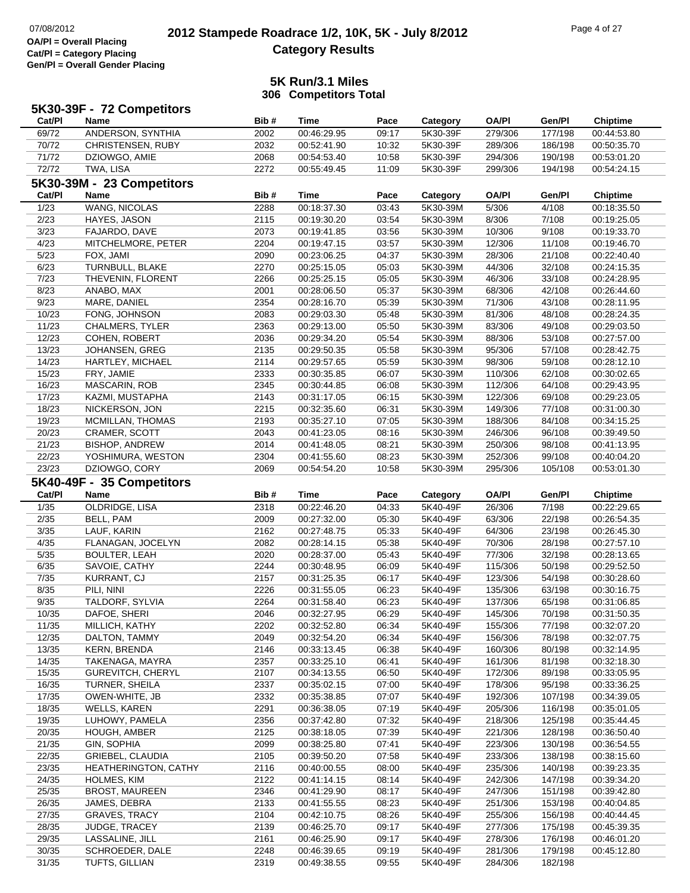## 5K Run/3.1 Miles
### 306 Competitors Total

### 5K30-39F - 72 Competitors

| Cat/Pl | Name | Bib # | Time | Pace | Category | OA/Pl | Gen/Pl | Chiptime |
|---|---|---|---|---|---|---|---|---|
| 69/72 | ANDERSON, SYNTHIA | 2002 | 00:46:29.95 | 09:17 | 5K30-39F | 279/306 | 177/198 | 00:44:53.80 |
| 70/72 | CHRISTENSEN, RUBY | 2032 | 00:52:41.90 | 10:32 | 5K30-39F | 289/306 | 186/198 | 00:50:35.70 |
| 71/72 | DZIOWGO, AMIE | 2068 | 00:54:53.40 | 10:58 | 5K30-39F | 294/306 | 190/198 | 00:53:01.20 |
| 72/72 | TWA, LISA | 2272 | 00:55:49.45 | 11:09 | 5K30-39F | 299/306 | 194/198 | 00:54:24.15 |

### 5K30-39M - 23 Competitors

| Cat/Pl | Name | Bib # | Time | Pace | Category | OA/Pl | Gen/Pl | Chiptime |
|---|---|---|---|---|---|---|---|---|
| 1/23 | WANG, NICOLAS | 2288 | 00:18:37.30 | 03:43 | 5K30-39M | 5/306 | 4/108 | 00:18:35.50 |
| 2/23 | HAYES, JASON | 2115 | 00:19:30.20 | 03:54 | 5K30-39M | 8/306 | 7/108 | 00:19:25.05 |
| 3/23 | FAJARDO, DAVE | 2073 | 00:19:41.85 | 03:56 | 5K30-39M | 10/306 | 9/108 | 00:19:33.70 |
| 4/23 | MITCHELMORE, PETER | 2204 | 00:19:47.15 | 03:57 | 5K30-39M | 12/306 | 11/108 | 00:19:46.70 |
| 5/23 | FOX, JAMI | 2090 | 00:23:06.25 | 04:37 | 5K30-39M | 28/306 | 21/108 | 00:22:40.40 |
| 6/23 | TURNBULL, BLAKE | 2270 | 00:25:15.05 | 05:03 | 5K30-39M | 44/306 | 32/108 | 00:24:15.35 |
| 7/23 | THEVENIN, FLORENT | 2266 | 00:25:25.15 | 05:05 | 5K30-39M | 46/306 | 33/108 | 00:24:28.95 |
| 8/23 | ANABO, MAX | 2001 | 00:28:06.50 | 05:37 | 5K30-39M | 68/306 | 42/108 | 00:26:44.60 |
| 9/23 | MARE, DANIEL | 2354 | 00:28:16.70 | 05:39 | 5K30-39M | 71/306 | 43/108 | 00:28:11.95 |
| 10/23 | FONG, JOHNSON | 2083 | 00:29:03.30 | 05:48 | 5K30-39M | 81/306 | 48/108 | 00:28:24.35 |
| 11/23 | CHALMERS, TYLER | 2363 | 00:29:13.00 | 05:50 | 5K30-39M | 83/306 | 49/108 | 00:29:03.50 |
| 12/23 | COHEN, ROBERT | 2036 | 00:29:34.20 | 05:54 | 5K30-39M | 88/306 | 53/108 | 00:27:57.00 |
| 13/23 | JOHANSEN, GREG | 2135 | 00:29:50.35 | 05:58 | 5K30-39M | 95/306 | 57/108 | 00:28:42.75 |
| 14/23 | HARTLEY, MICHAEL | 2114 | 00:29:57.65 | 05:59 | 5K30-39M | 98/306 | 59/108 | 00:28:12.10 |
| 15/23 | FRY, JAMIE | 2333 | 00:30:35.85 | 06:07 | 5K30-39M | 110/306 | 62/108 | 00:30:02.65 |
| 16/23 | MASCARIN, ROB | 2345 | 00:30:44.85 | 06:08 | 5K30-39M | 112/306 | 64/108 | 00:29:43.95 |
| 17/23 | KAZMI, MUSTAPHA | 2143 | 00:31:17.05 | 06:15 | 5K30-39M | 122/306 | 69/108 | 00:29:23.05 |
| 18/23 | NICKERSON, JON | 2215 | 00:32:35.60 | 06:31 | 5K30-39M | 149/306 | 77/108 | 00:31:00.30 |
| 19/23 | MCMILLAN, THOMAS | 2193 | 00:35:27.10 | 07:05 | 5K30-39M | 188/306 | 84/108 | 00:34:15.25 |
| 20/23 | CRAMER, SCOTT | 2043 | 00:41:23.05 | 08:16 | 5K30-39M | 246/306 | 96/108 | 00:39:49.50 |
| 21/23 | BISHOP, ANDREW | 2014 | 00:41:48.05 | 08:21 | 5K30-39M | 250/306 | 98/108 | 00:41:13.95 |
| 22/23 | YOSHIMURA, WESTON | 2304 | 00:41:55.60 | 08:23 | 5K30-39M | 252/306 | 99/108 | 00:40:04.20 |
| 23/23 | DZIOWGO, CORY | 2069 | 00:54:54.20 | 10:58 | 5K30-39M | 295/306 | 105/108 | 00:53:01.30 |

### 5K40-49F - 35 Competitors

| Cat/Pl | Name | Bib # | Time | Pace | Category | OA/Pl | Gen/Pl | Chiptime |
|---|---|---|---|---|---|---|---|---|
| 1/35 | OLDRIDGE, LISA | 2318 | 00:22:46.20 | 04:33 | 5K40-49F | 26/306 | 7/198 | 00:22:29.65 |
| 2/35 | BELL, PAM | 2009 | 00:27:32.00 | 05:30 | 5K40-49F | 63/306 | 22/198 | 00:26:54.35 |
| 3/35 | LAUF, KARIN | 2162 | 00:27:48.75 | 05:33 | 5K40-49F | 64/306 | 23/198 | 00:26:45.30 |
| 4/35 | FLANAGAN, JOCELYN | 2082 | 00:28:14.15 | 05:38 | 5K40-49F | 70/306 | 28/198 | 00:27:57.10 |
| 5/35 | BOULTER, LEAH | 2020 | 00:28:37.00 | 05:43 | 5K40-49F | 77/306 | 32/198 | 00:28:13.65 |
| 6/35 | SAVOIE, CATHY | 2244 | 00:30:48.95 | 06:09 | 5K40-49F | 115/306 | 50/198 | 00:29:52.50 |
| 7/35 | KURRANT, CJ | 2157 | 00:31:25.35 | 06:17 | 5K40-49F | 123/306 | 54/198 | 00:30:28.60 |
| 8/35 | PILI, NINI | 2226 | 00:31:55.05 | 06:23 | 5K40-49F | 135/306 | 63/198 | 00:30:16.75 |
| 9/35 | TALDORF, SYLVIA | 2264 | 00:31:58.40 | 06:23 | 5K40-49F | 137/306 | 65/198 | 00:31:06.85 |
| 10/35 | DAFOE, SHERI | 2046 | 00:32:27.95 | 06:29 | 5K40-49F | 145/306 | 70/198 | 00:31:50.35 |
| 11/35 | MILLICH, KATHY | 2202 | 00:32:52.80 | 06:34 | 5K40-49F | 155/306 | 77/198 | 00:32:07.20 |
| 12/35 | DALTON, TAMMY | 2049 | 00:32:54.20 | 06:34 | 5K40-49F | 156/306 | 78/198 | 00:32:07.75 |
| 13/35 | KERN, BRENDA | 2146 | 00:33:13.45 | 06:38 | 5K40-49F | 160/306 | 80/198 | 00:32:14.95 |
| 14/35 | TAKENAGA, MAYRA | 2357 | 00:33:25.10 | 06:41 | 5K40-49F | 161/306 | 81/198 | 00:32:18.30 |
| 15/35 | GUREVITCH, CHERYL | 2107 | 00:34:13.55 | 06:50 | 5K40-49F | 172/306 | 89/198 | 00:33:05.95 |
| 16/35 | TURNER, SHEILA | 2337 | 00:35:02.15 | 07:00 | 5K40-49F | 178/306 | 95/198 | 00:33:36.25 |
| 17/35 | OWEN-WHITE, JB | 2332 | 00:35:38.85 | 07:07 | 5K40-49F | 192/306 | 107/198 | 00:34:39.05 |
| 18/35 | WELLS, KAREN | 2291 | 00:36:38.05 | 07:19 | 5K40-49F | 205/306 | 116/198 | 00:35:01.05 |
| 19/35 | LUHOWY, PAMELA | 2356 | 00:37:42.80 | 07:32 | 5K40-49F | 218/306 | 125/198 | 00:35:44.45 |
| 20/35 | HOUGH, AMBER | 2125 | 00:38:18.05 | 07:39 | 5K40-49F | 221/306 | 128/198 | 00:36:50.40 |
| 21/35 | GIN, SOPHIA | 2099 | 00:38:25.80 | 07:41 | 5K40-49F | 223/306 | 130/198 | 00:36:54.55 |
| 22/35 | GRIEBEL, CLAUDIA | 2105 | 00:39:50.20 | 07:58 | 5K40-49F | 233/306 | 138/198 | 00:38:15.60 |
| 23/35 | HEATHERINGTON, CATHY | 2116 | 00:40:00.55 | 08:00 | 5K40-49F | 235/306 | 140/198 | 00:39:23.35 |
| 24/35 | HOLMES, KIM | 2122 | 00:41:14.15 | 08:14 | 5K40-49F | 242/306 | 147/198 | 00:39:34.20 |
| 25/35 | BROST, MAUREEN | 2346 | 00:41:29.90 | 08:17 | 5K40-49F | 247/306 | 151/198 | 00:39:42.80 |
| 26/35 | JAMES, DEBRA | 2133 | 00:41:55.55 | 08:23 | 5K40-49F | 251/306 | 153/198 | 00:40:04.85 |
| 27/35 | GRAVES, TRACY | 2104 | 00:42:10.75 | 08:26 | 5K40-49F | 255/306 | 156/198 | 00:40:44.45 |
| 28/35 | JUDGE, TRACEY | 2139 | 00:46:25.70 | 09:17 | 5K40-49F | 277/306 | 175/198 | 00:45:39.35 |
| 29/35 | LASSALINE, JILL | 2161 | 00:46:25.90 | 09:17 | 5K40-49F | 278/306 | 176/198 | 00:46:01.20 |
| 30/35 | SCHROEDER, DALE | 2248 | 00:46:39.65 | 09:19 | 5K40-49F | 281/306 | 179/198 | 00:45:12.80 |
| 31/35 | TUFTS, GILLIAN | 2319 | 00:49:38.55 | 09:55 | 5K40-49F | 284/306 | 182/198 | |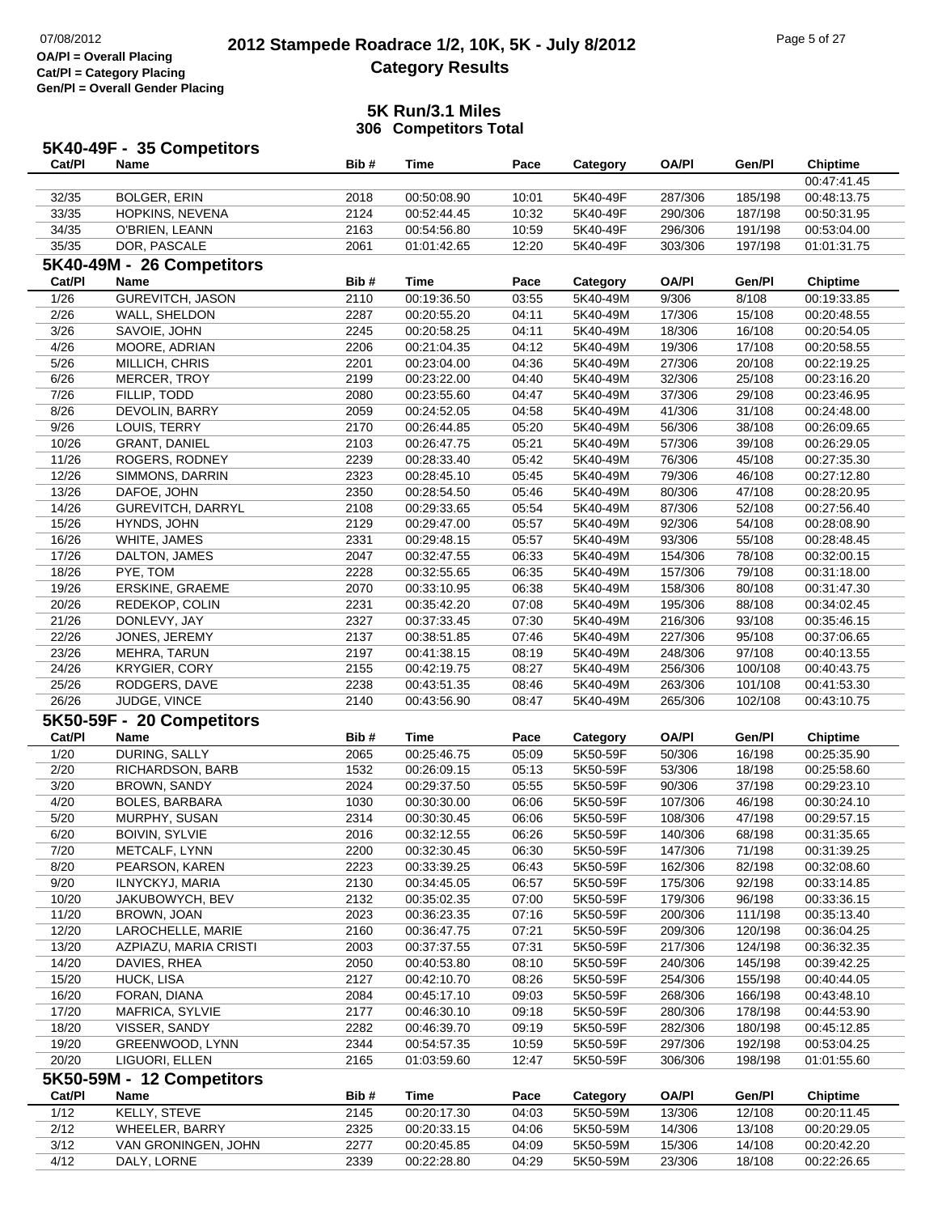**OA/Pl = Overall Placing**
**Cat/Pl = Category Placing**
**Gen/Pl = Overall Gender Placing**

# 2012 Stampede Roadrace 1/2, 10K, 5K - July 8/2012
## Category Results

### 5K Run/3.1 Miles
### 306 Competitors Total

### 5K40-49F - 35 Competitors

| Cat/Pl | Name | Bib # | Time | Pace | Category | OA/Pl | Gen/Pl | Chiptime |
|---|---|---|---|---|---|---|---|---|
| | | | | | | | | 00:47:41.45 |
| 32/35 | BOLGER, ERIN | 2018 | 00:50:08.90 | 10:01 | 5K40-49F | 287/306 | 185/198 | 00:48:13.75 |
| 33/35 | HOPKINS, NEVENA | 2124 | 00:52:44.45 | 10:32 | 5K40-49F | 290/306 | 187/198 | 00:50:31.95 |
| 34/35 | O'BRIEN, LEANN | 2163 | 00:54:56.80 | 10:59 | 5K40-49F | 296/306 | 191/198 | 00:53:04.00 |
| 35/35 | DOR, PASCALE | 2061 | 01:01:42.65 | 12:20 | 5K40-49F | 303/306 | 197/198 | 01:01:31.75 |

### 5K40-49M - 26 Competitors

| Cat/Pl | Name | Bib # | Time | Pace | Category | OA/Pl | Gen/Pl | Chiptime |
|---|---|---|---|---|---|---|---|---|
| 1/26 | GUREVITCH, JASON | 2110 | 00:19:36.50 | 03:55 | 5K40-49M | 9/306 | 8/108 | 00:19:33.85 |
| 2/26 | WALL, SHELDON | 2287 | 00:20:55.20 | 04:11 | 5K40-49M | 17/306 | 15/108 | 00:20:48.55 |
| 3/26 | SAVOIE, JOHN | 2245 | 00:20:58.25 | 04:11 | 5K40-49M | 18/306 | 16/108 | 00:20:54.05 |
| 4/26 | MOORE, ADRIAN | 2206 | 00:21:04.35 | 04:12 | 5K40-49M | 19/306 | 17/108 | 00:20:58.55 |
| 5/26 | MILLICH, CHRIS | 2201 | 00:23:04.00 | 04:36 | 5K40-49M | 27/306 | 20/108 | 00:22:19.25 |
| 6/26 | MERCER, TROY | 2199 | 00:23:22.00 | 04:40 | 5K40-49M | 32/306 | 25/108 | 00:23:16.20 |
| 7/26 | FILLIP, TODD | 2080 | 00:23:55.60 | 04:47 | 5K40-49M | 37/306 | 29/108 | 00:23:46.95 |
| 8/26 | DEVOLIN, BARRY | 2059 | 00:24:52.05 | 04:58 | 5K40-49M | 41/306 | 31/108 | 00:24:48.00 |
| 9/26 | LOUIS, TERRY | 2170 | 00:26:44.85 | 05:20 | 5K40-49M | 56/306 | 38/108 | 00:26:09.65 |
| 10/26 | GRANT, DANIEL | 2103 | 00:26:47.75 | 05:21 | 5K40-49M | 57/306 | 39/108 | 00:26:29.05 |
| 11/26 | ROGERS, RODNEY | 2239 | 00:28:33.40 | 05:42 | 5K40-49M | 76/306 | 45/108 | 00:27:35.30 |
| 12/26 | SIMMONS, DARRIN | 2323 | 00:28:45.10 | 05:45 | 5K40-49M | 79/306 | 46/108 | 00:27:12.80 |
| 13/26 | DAFOE, JOHN | 2350 | 00:28:54.50 | 05:46 | 5K40-49M | 80/306 | 47/108 | 00:28:20.95 |
| 14/26 | GUREVITCH, DARRYL | 2108 | 00:29:33.65 | 05:54 | 5K40-49M | 87/306 | 52/108 | 00:27:56.40 |
| 15/26 | HYNDS, JOHN | 2129 | 00:29:47.00 | 05:57 | 5K40-49M | 92/306 | 54/108 | 00:28:08.90 |
| 16/26 | WHITE, JAMES | 2331 | 00:29:48.15 | 05:57 | 5K40-49M | 93/306 | 55/108 | 00:28:48.45 |
| 17/26 | DALTON, JAMES | 2047 | 00:32:47.55 | 06:33 | 5K40-49M | 154/306 | 78/108 | 00:32:00.15 |
| 18/26 | PYE, TOM | 2228 | 00:32:55.65 | 06:35 | 5K40-49M | 157/306 | 79/108 | 00:31:18.00 |
| 19/26 | ERSKINE, GRAEME | 2070 | 00:33:10.95 | 06:38 | 5K40-49M | 158/306 | 80/108 | 00:31:47.30 |
| 20/26 | REDEKOP, COLIN | 2231 | 00:35:42.20 | 07:08 | 5K40-49M | 195/306 | 88/108 | 00:34:02.45 |
| 21/26 | DONLEVY, JAY | 2327 | 00:37:33.45 | 07:30 | 5K40-49M | 216/306 | 93/108 | 00:35:46.15 |
| 22/26 | JONES, JEREMY | 2137 | 00:38:51.85 | 07:46 | 5K40-49M | 227/306 | 95/108 | 00:37:06.65 |
| 23/26 | MEHRA, TARUN | 2197 | 00:41:38.15 | 08:19 | 5K40-49M | 248/306 | 97/108 | 00:40:13.55 |
| 24/26 | KRYGIER, CORY | 2155 | 00:42:19.75 | 08:27 | 5K40-49M | 256/306 | 100/108 | 00:40:43.75 |
| 25/26 | RODGERS, DAVE | 2238 | 00:43:51.35 | 08:46 | 5K40-49M | 263/306 | 101/108 | 00:41:53.30 |
| 26/26 | JUDGE, VINCE | 2140 | 00:43:56.90 | 08:47 | 5K40-49M | 265/306 | 102/108 | 00:43:10.75 |

### 5K50-59F - 20 Competitors

| Cat/Pl | Name | Bib # | Time | Pace | Category | OA/Pl | Gen/Pl | Chiptime |
|---|---|---|---|---|---|---|---|---|
| 1/20 | DURING, SALLY | 2065 | 00:25:46.75 | 05:09 | 5K50-59F | 50/306 | 16/198 | 00:25:35.90 |
| 2/20 | RICHARDSON, BARB | 1532 | 00:26:09.15 | 05:13 | 5K50-59F | 53/306 | 18/198 | 00:25:58.60 |
| 3/20 | BROWN, SANDY | 2024 | 00:29:37.50 | 05:55 | 5K50-59F | 90/306 | 37/198 | 00:29:23.10 |
| 4/20 | BOLES, BARBARA | 1030 | 00:30:30.00 | 06:06 | 5K50-59F | 107/306 | 46/198 | 00:30:24.10 |
| 5/20 | MURPHY, SUSAN | 2314 | 00:30:30.45 | 06:06 | 5K50-59F | 108/306 | 47/198 | 00:29:57.15 |
| 6/20 | BOIVIN, SYLVIE | 2016 | 00:32:12.55 | 06:26 | 5K50-59F | 140/306 | 68/198 | 00:31:35.65 |
| 7/20 | METCALF, LYNN | 2200 | 00:32:30.45 | 06:30 | 5K50-59F | 147/306 | 71/198 | 00:31:39.25 |
| 8/20 | PEARSON, KAREN | 2223 | 00:33:39.25 | 06:43 | 5K50-59F | 162/306 | 82/198 | 00:32:08.60 |
| 9/20 | ILNYCKYJ, MARIA | 2130 | 00:34:45.05 | 06:57 | 5K50-59F | 175/306 | 92/198 | 00:33:14.85 |
| 10/20 | JAKUBOWYCH, BEV | 2132 | 00:35:02.35 | 07:00 | 5K50-59F | 179/306 | 96/198 | 00:33:36.15 |
| 11/20 | BROWN, JOAN | 2023 | 00:36:23.35 | 07:16 | 5K50-59F | 200/306 | 111/198 | 00:35:13.40 |
| 12/20 | LAROCHELLE, MARIE | 2160 | 00:36:47.75 | 07:21 | 5K50-59F | 209/306 | 120/198 | 00:36:04.25 |
| 13/20 | AZPIAZU, MARIA CRISTI | 2003 | 00:37:37.55 | 07:31 | 5K50-59F | 217/306 | 124/198 | 00:36:32.35 |
| 14/20 | DAVIES, RHEA | 2050 | 00:40:53.80 | 08:10 | 5K50-59F | 240/306 | 145/198 | 00:39:42.25 |
| 15/20 | HUCK, LISA | 2127 | 00:42:10.70 | 08:26 | 5K50-59F | 254/306 | 155/198 | 00:40:44.05 |
| 16/20 | FORAN, DIANA | 2084 | 00:45:17.10 | 09:03 | 5K50-59F | 268/306 | 166/198 | 00:43:48.10 |
| 17/20 | MAFRICA, SYLVIE | 2177 | 00:46:30.10 | 09:18 | 5K50-59F | 280/306 | 178/198 | 00:44:53.90 |
| 18/20 | VISSER, SANDY | 2282 | 00:46:39.70 | 09:19 | 5K50-59F | 282/306 | 180/198 | 00:45:12.85 |
| 19/20 | GREENWOOD, LYNN | 2344 | 00:54:57.35 | 10:59 | 5K50-59F | 297/306 | 192/198 | 00:53:04.25 |
| 20/20 | LIGUORI, ELLEN | 2165 | 01:03:59.60 | 12:47 | 5K50-59F | 306/306 | 198/198 | 01:01:55.60 |

### 5K50-59M - 12 Competitors

| Cat/Pl | Name | Bib # | Time | Pace | Category | OA/Pl | Gen/Pl | Chiptime |
|---|---|---|---|---|---|---|---|---|
| 1/12 | KELLY, STEVE | 2145 | 00:20:17.30 | 04:03 | 5K50-59M | 13/306 | 12/108 | 00:20:11.45 |
| 2/12 | WHEELER, BARRY | 2325 | 00:20:33.15 | 04:06 | 5K50-59M | 14/306 | 13/108 | 00:20:29.05 |
| 3/12 | VAN GRONINGEN, JOHN | 2277 | 00:20:45.85 | 04:09 | 5K50-59M | 15/306 | 14/108 | 00:20:42.20 |
| 4/12 | DALY, LORNE | 2339 | 00:22:28.80 | 04:29 | 5K50-59M | 23/306 | 18/108 | 00:22:26.65 |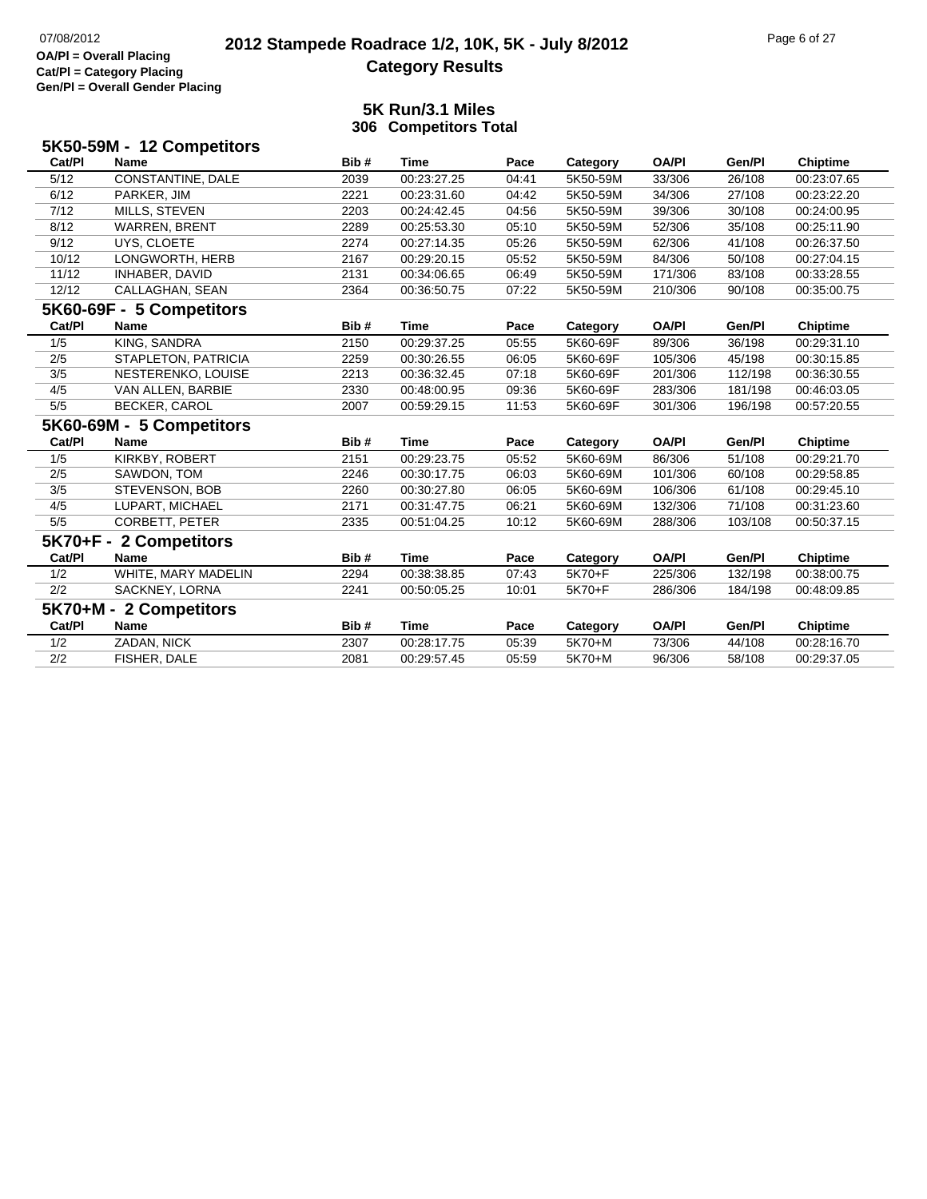**OA/Pl = Overall Placing**
**Cat/Pl = Category Placing**
**Gen/Pl = Overall Gender Placing**

# 2012 Stampede Roadrace 1/2, 10K, 5K - July 8/2012

## Category Results

### 5K Run/3.1 Miles
### 306 Competitors Total

### 5K50-59M - 12 Competitors

| Cat/Pl | Name | Bib # | Time | Pace | Category | OA/Pl | Gen/Pl | Chiptime |
|---|---|---|---|---|---|---|---|---|
| 5/12 | CONSTANTINE, DALE | 2039 | 00:23:27.25 | 04:41 | 5K50-59M | 33/306 | 26/108 | 00:23:07.65 |
| 6/12 | PARKER, JIM | 2221 | 00:23:31.60 | 04:42 | 5K50-59M | 34/306 | 27/108 | 00:23:22.20 |
| 7/12 | MILLS, STEVEN | 2203 | 00:24:42.45 | 04:56 | 5K50-59M | 39/306 | 30/108 | 00:24:00.95 |
| 8/12 | WARREN, BRENT | 2289 | 00:25:53.30 | 05:10 | 5K50-59M | 52/306 | 35/108 | 00:25:11.90 |
| 9/12 | UYS, CLOETE | 2274 | 00:27:14.35 | 05:26 | 5K50-59M | 62/306 | 41/108 | 00:26:37.50 |
| 10/12 | LONGWORTH, HERB | 2167 | 00:29:20.15 | 05:52 | 5K50-59M | 84/306 | 50/108 | 00:27:04.15 |
| 11/12 | INHABER, DAVID | 2131 | 00:34:06.65 | 06:49 | 5K50-59M | 171/306 | 83/108 | 00:33:28.55 |
| 12/12 | CALLAGHAN, SEAN | 2364 | 00:36:50.75 | 07:22 | 5K50-59M | 210/306 | 90/108 | 00:35:00.75 |

### 5K60-69F - 5 Competitors

| Cat/Pl | Name | Bib # | Time | Pace | Category | OA/Pl | Gen/Pl | Chiptime |
|---|---|---|---|---|---|---|---|---|
| 1/5 | KING, SANDRA | 2150 | 00:29:37.25 | 05:55 | 5K60-69F | 89/306 | 36/198 | 00:29:31.10 |
| 2/5 | STAPLETON, PATRICIA | 2259 | 00:30:26.55 | 06:05 | 5K60-69F | 105/306 | 45/198 | 00:30:15.85 |
| 3/5 | NESTERENKO, LOUISE | 2213 | 00:36:32.45 | 07:18 | 5K60-69F | 201/306 | 112/198 | 00:36:30.55 |
| 4/5 | VAN ALLEN, BARBIE | 2330 | 00:48:00.95 | 09:36 | 5K60-69F | 283/306 | 181/198 | 00:46:03.05 |
| 5/5 | BECKER, CAROL | 2007 | 00:59:29.15 | 11:53 | 5K60-69F | 301/306 | 196/198 | 00:57:20.55 |

### 5K60-69M - 5 Competitors

| Cat/Pl | Name | Bib # | Time | Pace | Category | OA/Pl | Gen/Pl | Chiptime |
|---|---|---|---|---|---|---|---|---|
| 1/5 | KIRKBY, ROBERT | 2151 | 00:29:23.75 | 05:52 | 5K60-69M | 86/306 | 51/108 | 00:29:21.70 |
| 2/5 | SAWDON, TOM | 2246 | 00:30:17.75 | 06:03 | 5K60-69M | 101/306 | 60/108 | 00:29:58.85 |
| 3/5 | STEVENSON, BOB | 2260 | 00:30:27.80 | 06:05 | 5K60-69M | 106/306 | 61/108 | 00:29:45.10 |
| 4/5 | LUPART, MICHAEL | 2171 | 00:31:47.75 | 06:21 | 5K60-69M | 132/306 | 71/108 | 00:31:23.60 |
| 5/5 | CORBETT, PETER | 2335 | 00:51:04.25 | 10:12 | 5K60-69M | 288/306 | 103/108 | 00:50:37.15 |

### 5K70+F - 2 Competitors

| Cat/Pl | Name | Bib # | Time | Pace | Category | OA/Pl | Gen/Pl | Chiptime |
|---|---|---|---|---|---|---|---|---|
| 1/2 | WHITE, MARY MADELIN | 2294 | 00:38:38.85 | 07:43 | 5K70+F | 225/306 | 132/198 | 00:38:00.75 |
| 2/2 | SACKNEY, LORNA | 2241 | 00:50:05.25 | 10:01 | 5K70+F | 286/306 | 184/198 | 00:48:09.85 |

### 5K70+M - 2 Competitors

| Cat/Pl | Name | Bib # | Time | Pace | Category | OA/Pl | Gen/Pl | Chiptime |
|---|---|---|---|---|---|---|---|---|
| 1/2 | ZADAN, NICK | 2307 | 00:28:17.75 | 05:39 | 5K70+M | 73/306 | 44/108 | 00:28:16.70 |
| 2/2 | FISHER, DALE | 2081 | 00:29:57.45 | 05:59 | 5K70+M | 96/306 | 58/108 | 00:29:37.05 |